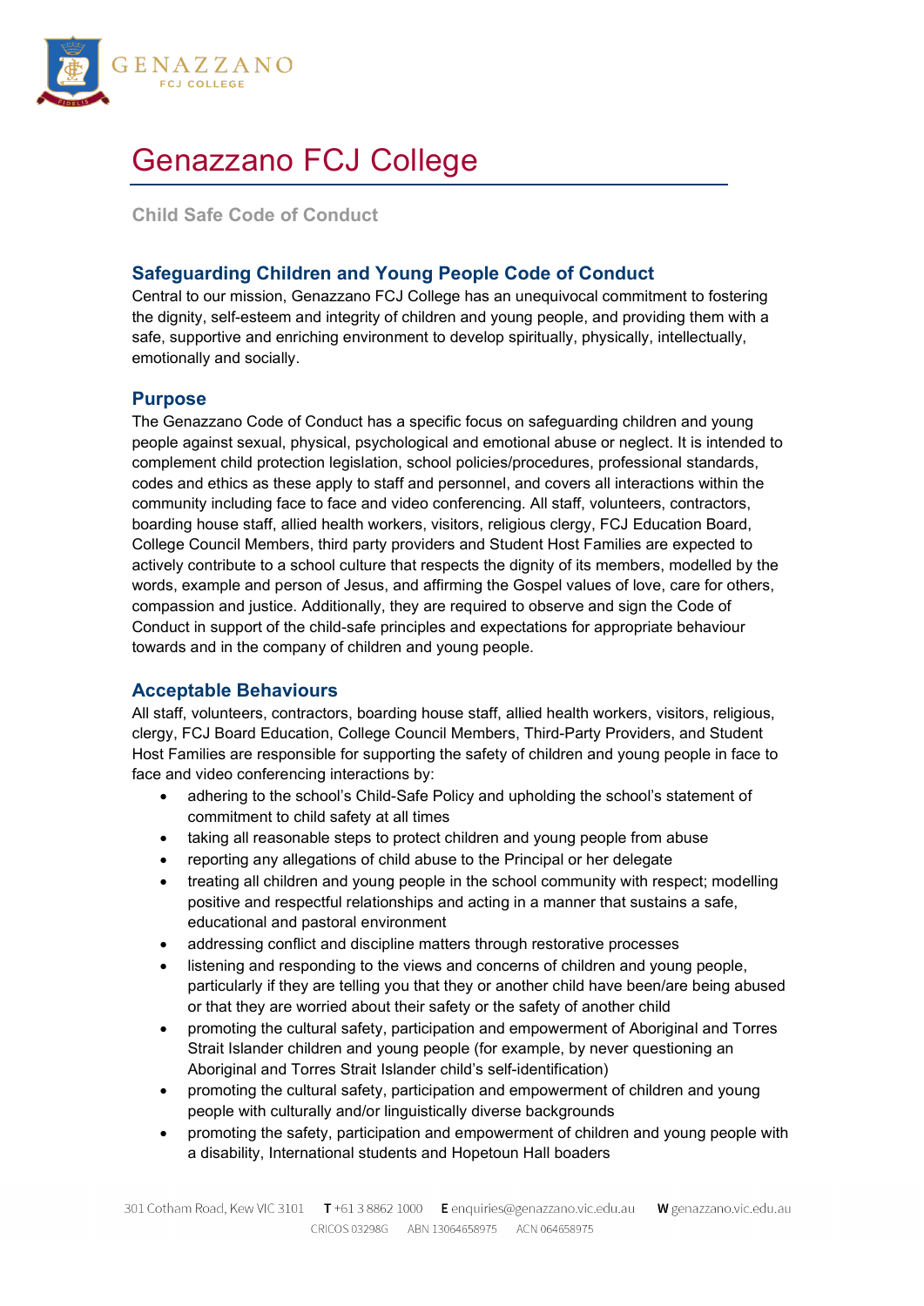# Genazzano FCJ College

## Child Safe Code of Conduct

### Safeguarding Children and Young People Code of Conduct

Central to our mission, Genazzano FCJ College has an unequivocal commitment to fostering the dignity, self-esteem and integrity of children and young people, and providing them with a safe, supportive and enriching environment to develop spiritually, physically, intellectually, emotionally and socially.

### Purpose

The Genazzano Code of Conduct has a specific focus on safeguarding children and young people against sexual, physical, psychological and emotional abuse or neglect. It is intended to complement child protection legislation, school policies/procedures, professional standards, codes and ethics as these apply to staff and personnel, and covers all interactions within the community including face to face and video conferencing. All staff, volunteers, contractors, boarding house staff, allied health workers, visitors, religious clergy, FCJ Education Board, College Council Members, third party providers and Student Host Families are expected to actively contribute to a school culture that respects the dignity of its members, modelled by the words, example and person of Jesus, and affirming the Gospel values of love, care for others, compassion and justice. Additionally, they are required to observe and sign the Code of Conduct in support of the child-safe principles and expectations for appropriate behaviour towards and in the company of children and young people.

### Acceptable Behaviours

All staff, volunteers, contractors, boarding house staff, allied health workers, visitors, religious, clergy, FCJ Board Education, College Council Members, Third-Party Providers, and Student Host Families are responsible for supporting the safety of children and young people in face to face and video conferencing interactions by:

- adhering to the school's Child-Safe Policy and upholding the school's statement of commitment to child safety at all times
- taking all reasonable steps to protect children and young people from abuse
- reporting any allegations of child abuse to the Principal or her delegate
- treating all children and young people in the school community with respect; modelling positive and respectful relationships and acting in a manner that sustains a safe, educational and pastoral environment
- addressing conflict and discipline matters through restorative processes
- listening and responding to the views and concerns of children and young people, particularly if they are telling you that they or another child have been/are being abused or that they are worried about their safety or the safety of another child
- promoting the cultural safety, participation and empowerment of Aboriginal and Torres Strait Islander children and young people (for example, by never questioning an Aboriginal and Torres Strait Islander child's self-identification)
- promoting the cultural safety, participation and empowerment of children and young people with culturally and/or linguistically diverse backgrounds
- promoting the safety, participation and empowerment of children and young people with a disability, International students and Hopetoun Hall boaders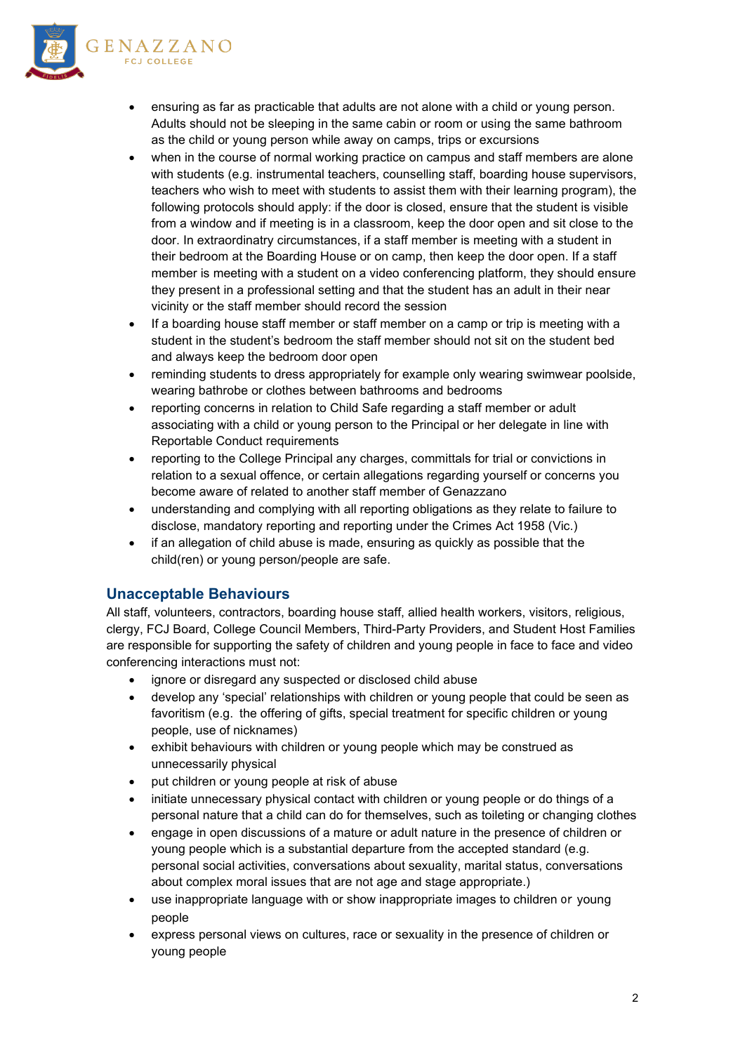- ensuring as far as practicable that adults are not alone with a child or young person. Adults should not be sleeping in the same cabin or room or using the same bathroom as the child or young person while away on camps, trips or excursions
- when in the course of normal working practice on campus and staff members are alone with students (e.g. instrumental teachers, counselling staff, boarding house supervisors, teachers who wish to meet with students to assist them with their learning program), the following protocols should apply: if the door is closed, ensure that the student is visible from a window and if meeting is in a classroom, keep the door open and sit close to the door. In extraordinary circumstances, if a staff member is meeting with a student in their bedroom at the Boarding House or on camp, then keep the door open. If a staff member is meeting with a student on a video conferencing platform, they should ensure they present in a professional setting and that the student has an adult in their near vicinity or the staff member should record the session
- If a boarding house staff member or staff member on a camp or trip is meeting with a student in the student's bedroom the staff member should not sit on the student bed and always keep the bedroom door open
- reminding students to dress appropriately for example only wearing swimwear poolside, wearing bathrobe or clothes between bathrooms and bedrooms
- reporting concerns in relation to Child Safe regarding a staff member or adult associating with a child or young person to the Principal or her delegate in line with Reportable Conduct requirements
- reporting to the College Principal any charges, committals for trial or convictions in relation to a sexual offence, or certain allegations regarding yourself or concerns you become aware of related to another staff member of Genazzano
- understanding and complying with all reporting obligations as they relate to failure to disclose, mandatory reporting and reporting under the Crimes Act 1958 (Vic.)
- if an allegation of child abuse is made, ensuring as quickly as possible that the child(ren) or young person/people are safe.

## Unacceptable Behaviours

All staff, volunteers, contractors, boarding house staff, allied health workers, visitors, religious, clergy, FCJ Board, College Council Members, Third-Party Providers, and Student Host Families are responsible for supporting the safety of children and young people in face to face and video conferencing interactions must not:

- ignore or disregard any suspected or disclosed child abuse
- develop any 'special' relationships with children or young people that could be seen as favoritism (e.g. the offering of gifts, special treatment for specific children or young people, use of nicknames)
- exhibit behaviours with children or young people which may be construed as unnecessarily physical
- put children or young people at risk of abuse
- initiate unnecessary physical contact with children or young people or do things of a personal nature that a child can do for themselves, such as toileting or changing clothes
- engage in open discussions of a mature or adult nature in the presence of children or young people which is a substantial departure from the accepted standard (e.g. personal social activities, conversations about sexuality, marital status, conversations about complex moral issues that are not age and stage appropriate.)
- use inappropriate language with or show inappropriate images to children or young people
- express personal views on cultures, race or sexuality in the presence of children or young people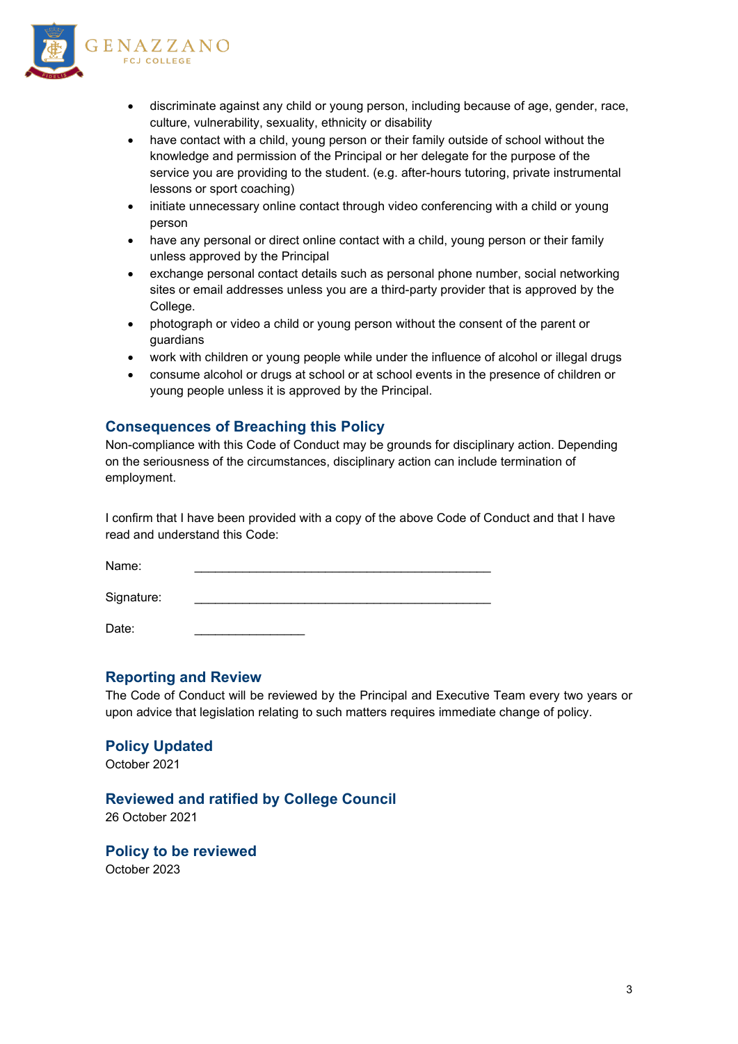- discriminate against any child or young person, including because of age, gender, race, culture, vulnerability, sexuality, ethnicity or disability
- have contact with a child, young person or their family outside of school without the knowledge and permission of the Principal or her delegate for the purpose of the service you are providing to the student. (e.g. after-hours tutoring, private instrumental lessons or sport coaching)
- initiate unnecessary online contact through video conferencing with a child or young person
- have any personal or direct online contact with a child, young person or their family unless approved by the Principal
- exchange personal contact details such as personal phone number, social networking sites or email addresses unless you are a third-party provider that is approved by the College.
- photograph or video a child or young person without the consent of the parent or guardians
- work with children or young people while under the influence of alcohol or illegal drugs
- consume alcohol or drugs at school or at school events in the presence of children or young people unless it is approved by the Principal.

## Consequences of Breaching this Policy

Non-compliance with this Code of Conduct may be grounds for disciplinary action. Depending on the seriousness of the circumstances, disciplinary action can include termination of employment.

I confirm that I have been provided with a copy of the above Code of Conduct and that I have read and understand this Code:

Name: ____________________________________________

Signature: ____________________________________________

Date: ________________

## Reporting and Review

The Code of Conduct will be reviewed by the Principal and Executive Team every two years or upon advice that legislation relating to such matters requires immediate change of policy.

## Policy Updated

October 2021

## Reviewed and ratified by College Council

26 October 2021

## Policy to be reviewed

October 2023